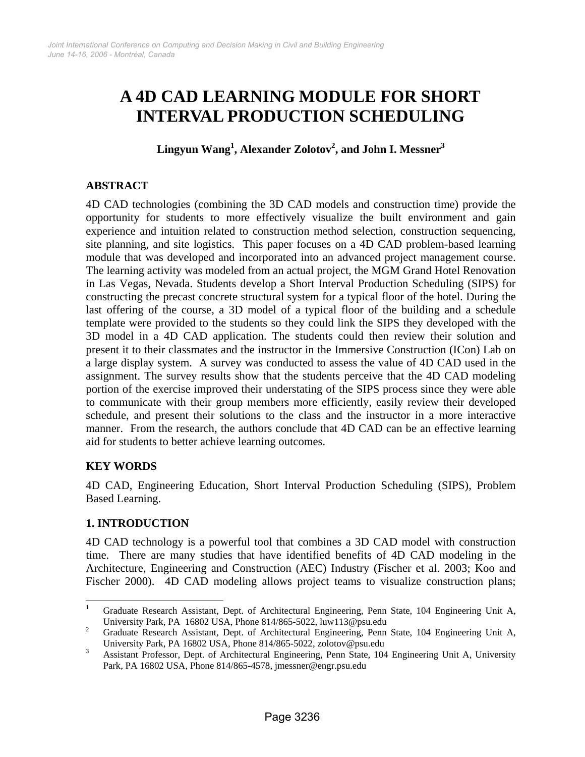# A 4D CAD LEARNING MODULE FOR SHORT INTERVAL PRODUCTION SCHEDULING

**Lingyun Wang[1], Alexander Zolotov[2], and John I. Messner[3]**

## ABSTRACT

4D CAD technologies (combining the 3D CAD models and construction time) provide the opportunity for students to more effectively visualize the built environment and gain experience and intuition related to construction method selection, construction sequencing, site planning, and site logistics. This paper focuses on a 4D CAD problem-based learning module that was developed and incorporated into an advanced project management course. The learning activity was modeled from an actual project, the MGM Grand Hotel Renovation in Las Vegas, Nevada. Students develop a Short Interval Production Scheduling (SIPS) for constructing the precast concrete structural system for a typical floor of the hotel. During the last offering of the course, a 3D model of a typical floor of the building and a schedule template were provided to the students so they could link the SIPS they developed with the 3D model in a 4D CAD application. The students could then review their solution and present it to their classmates and the instructor in the Immersive Construction (ICon) Lab on a large display system. A survey was conducted to assess the value of 4D CAD used in the assignment. The survey results show that the students perceive that the 4D CAD modeling portion of the exercise improved their understating of the SIPS process since they were able to communicate with their group members more efficiently, easily review their developed schedule, and present their solutions to the class and the instructor in a more interactive manner. From the research, the authors conclude that 4D CAD can be an effective learning aid for students to better achieve learning outcomes.

## KEY WORDS

4D CAD, Engineering Education, Short Interval Production Scheduling (SIPS), Problem Based Learning.

## 1. INTRODUCTION

4D CAD technology is a powerful tool that combines a 3D CAD model with construction time. There are many studies that have identified benefits of 4D CAD modeling in the Architecture, Engineering and Construction (AEC) Industry (Fischer et al. 2003; Koo and Fischer 2000). 4D CAD modeling allows project teams to visualize construction plans;

---

[1] Graduate Research Assistant, Dept. of Architectural Engineering, Penn State, 104 Engineering Unit A, University Park, PA 16802 USA, Phone 814/865-5022, luw113@psu.edu

[2] Graduate Research Assistant, Dept. of Architectural Engineering, Penn State, 104 Engineering Unit A, University Park, PA 16802 USA, Phone 814/865-5022, zolotov@psu.edu

[3] Assistant Professor, Dept. of Architectural Engineering, Penn State, 104 Engineering Unit A, University Park, PA 16802 USA, Phone 814/865-4578, jmessner@engr.psu.edu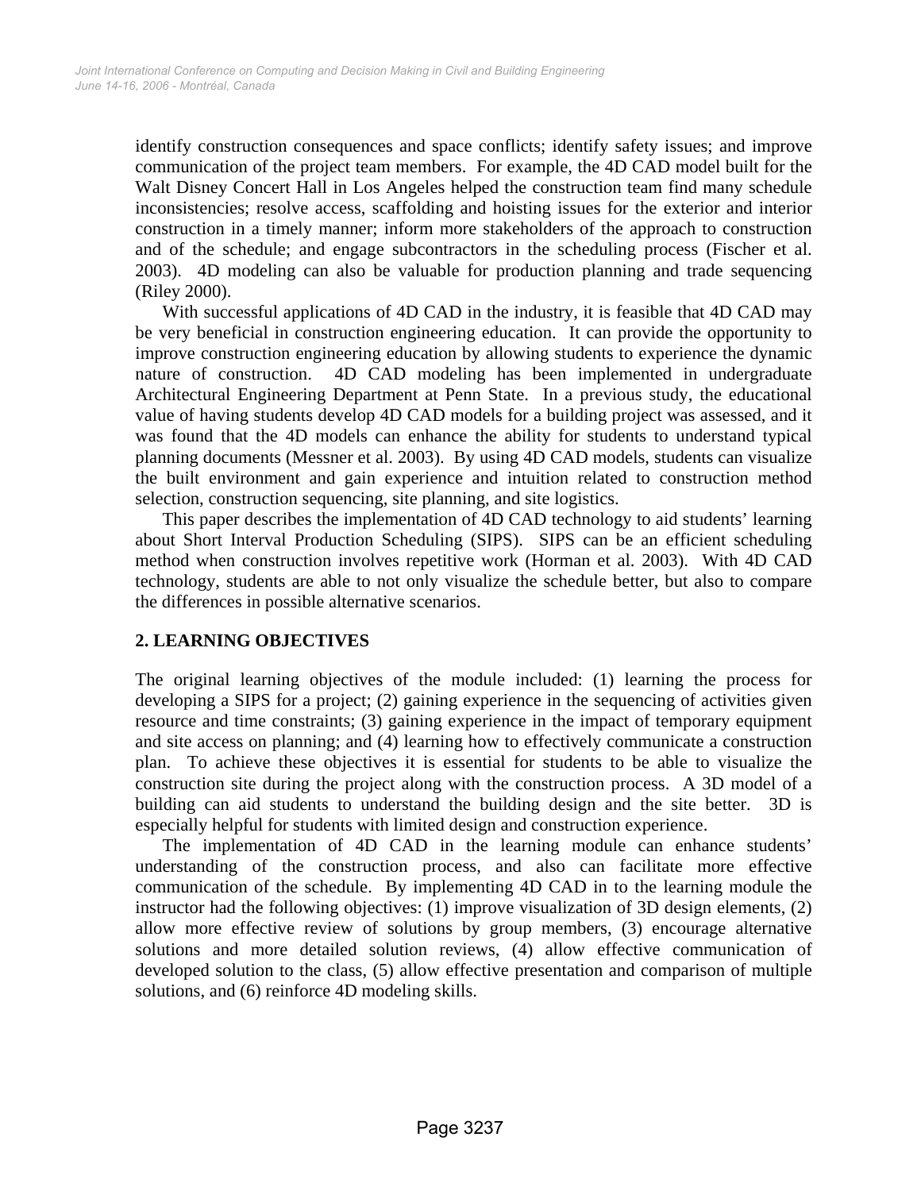identify construction consequences and space conflicts; identify safety issues; and improve communication of the project team members. For example, the 4D CAD model built for the Walt Disney Concert Hall in Los Angeles helped the construction team find many schedule inconsistencies; resolve access, scaffolding and hoisting issues for the exterior and interior construction in a timely manner; inform more stakeholders of the approach to construction and of the schedule; and engage subcontractors in the scheduling process (Fischer et al. 2003). 4D modeling can also be valuable for production planning and trade sequencing (Riley 2000).

With successful applications of 4D CAD in the industry, it is feasible that 4D CAD may be very beneficial in construction engineering education. It can provide the opportunity to improve construction engineering education by allowing students to experience the dynamic nature of construction. 4D CAD modeling has been implemented in undergraduate Architectural Engineering Department at Penn State. In a previous study, the educational value of having students develop 4D CAD models for a building project was assessed, and it was found that the 4D models can enhance the ability for students to understand typical planning documents (Messner et al. 2003). By using 4D CAD models, students can visualize the built environment and gain experience and intuition related to construction method selection, construction sequencing, site planning, and site logistics.

This paper describes the implementation of 4D CAD technology to aid students' learning about Short Interval Production Scheduling (SIPS). SIPS can be an efficient scheduling method when construction involves repetitive work (Horman et al. 2003). With 4D CAD technology, students are able to not only visualize the schedule better, but also to compare the differences in possible alternative scenarios.

## 2. LEARNING OBJECTIVES

The original learning objectives of the module included: (1) learning the process for developing a SIPS for a project; (2) gaining experience in the sequencing of activities given resource and time constraints; (3) gaining experience in the impact of temporary equipment and site access on planning; and (4) learning how to effectively communicate a construction plan. To achieve these objectives it is essential for students to be able to visualize the construction site during the project along with the construction process. A 3D model of a building can aid students to understand the building design and the site better. 3D is especially helpful for students with limited design and construction experience.

The implementation of 4D CAD in the learning module can enhance students' understanding of the construction process, and also can facilitate more effective communication of the schedule. By implementing 4D CAD in to the learning module the instructor had the following objectives: (1) improve visualization of 3D design elements, (2) allow more effective review of solutions by group members, (3) encourage alternative solutions and more detailed solution reviews, (4) allow effective communication of developed solution to the class, (5) allow effective presentation and comparison of multiple solutions, and (6) reinforce 4D modeling skills.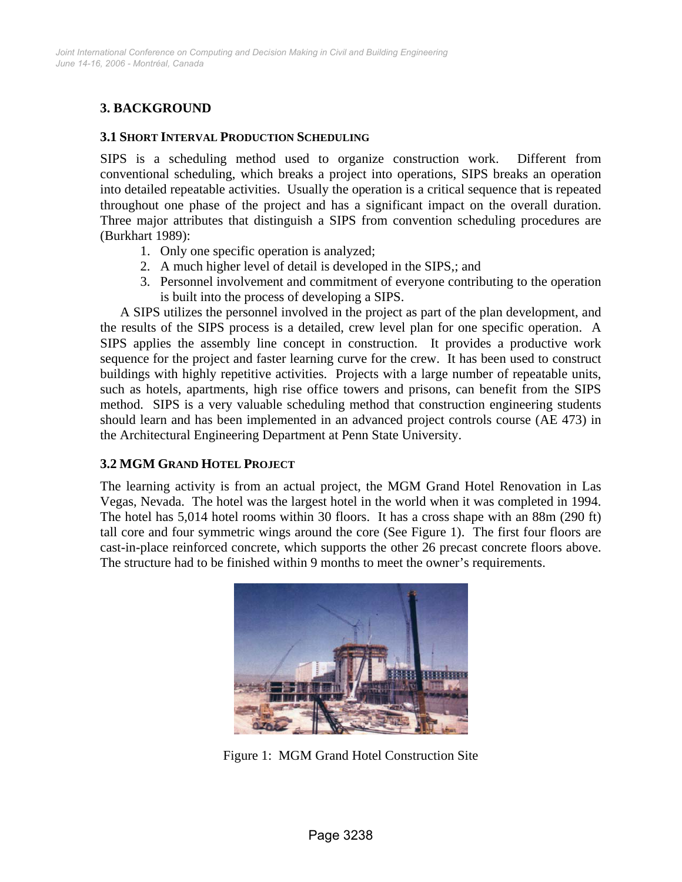## 3. BACKGROUND

### 3.1 SHORT INTERVAL PRODUCTION SCHEDULING

SIPS is a scheduling method used to organize construction work. Different from conventional scheduling, which breaks a project into operations, SIPS breaks an operation into detailed repeatable activities. Usually the operation is a critical sequence that is repeated throughout one phase of the project and has a significant impact on the overall duration. Three major attributes that distinguish a SIPS from convention scheduling procedures are (Burkhart 1989):

1. Only one specific operation is analyzed;
2. A much higher level of detail is developed in the SIPS,; and
3. Personnel involvement and commitment of everyone contributing to the operation is built into the process of developing a SIPS.

A SIPS utilizes the personnel involved in the project as part of the plan development, and the results of the SIPS process is a detailed, crew level plan for one specific operation. A SIPS applies the assembly line concept in construction. It provides a productive work sequence for the project and faster learning curve for the crew. It has been used to construct buildings with highly repetitive activities. Projects with a large number of repeatable units, such as hotels, apartments, high rise office towers and prisons, can benefit from the SIPS method. SIPS is a very valuable scheduling method that construction engineering students should learn and has been implemented in an advanced project controls course (AE 473) in the Architectural Engineering Department at Penn State University.

### 3.2 MGM GRAND HOTEL PROJECT

The learning activity is from an actual project, the MGM Grand Hotel Renovation in Las Vegas, Nevada. The hotel was the largest hotel in the world when it was completed in 1994. The hotel has 5,014 hotel rooms within 30 floors. It has a cross shape with an 88m (290 ft) tall core and four symmetric wings around the core (See Figure 1). The first four floors are cast-in-place reinforced concrete, which supports the other 26 precast concrete floors above. The structure had to be finished within 9 months to meet the owner's requirements.

Figure 1: MGM Grand Hotel Construction Site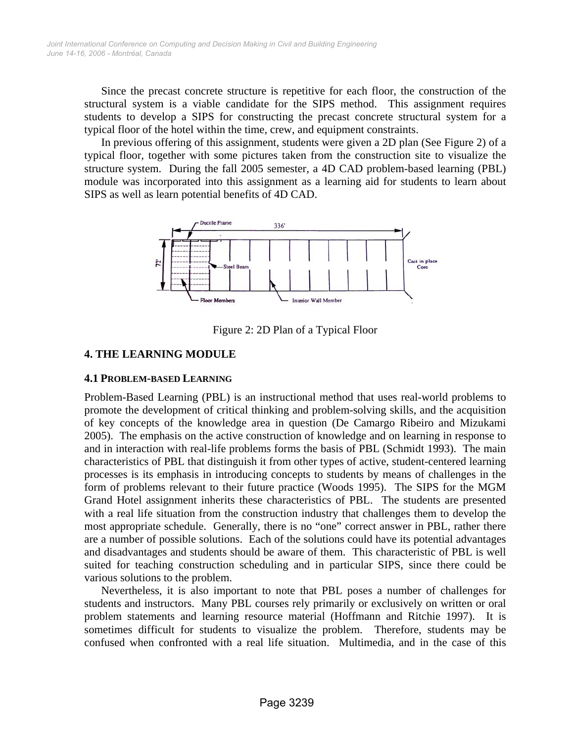Since the precast concrete structure is repetitive for each floor, the construction of the structural system is a viable candidate for the SIPS method. This assignment requires students to develop a SIPS for constructing the precast concrete structural system for a typical floor of the hotel within the time, crew, and equipment constraints.

In previous offering of this assignment, students were given a 2D plan (See Figure 2) of a typical floor, together with some pictures taken from the construction site to visualize the structure system. During the fall 2005 semester, a 4D CAD problem-based learning (PBL) module was incorporated into this assignment as a learning aid for students to learn about SIPS as well as learn potential benefits of 4D CAD.

Figure 2: 2D Plan of a Typical Floor

## 4. THE LEARNING MODULE

### 4.1 PROBLEM-BASED LEARNING

Problem-Based Learning (PBL) is an instructional method that uses real-world problems to promote the development of critical thinking and problem-solving skills, and the acquisition of key concepts of the knowledge area in question (De Camargo Ribeiro and Mizukami 2005). The emphasis on the active construction of knowledge and on learning in response to and in interaction with real-life problems forms the basis of PBL (Schmidt 1993). The main characteristics of PBL that distinguish it from other types of active, student-centered learning processes is its emphasis in introducing concepts to students by means of challenges in the form of problems relevant to their future practice (Woods 1995). The SIPS for the MGM Grand Hotel assignment inherits these characteristics of PBL. The students are presented with a real life situation from the construction industry that challenges them to develop the most appropriate schedule. Generally, there is no "one" correct answer in PBL, rather there are a number of possible solutions. Each of the solutions could have its potential advantages and disadvantages and students should be aware of them. This characteristic of PBL is well suited for teaching construction scheduling and in particular SIPS, since there could be various solutions to the problem.

Nevertheless, it is also important to note that PBL poses a number of challenges for students and instructors. Many PBL courses rely primarily or exclusively on written or oral problem statements and learning resource material (Hoffmann and Ritchie 1997). It is sometimes difficult for students to visualize the problem. Therefore, students may be confused when confronted with a real life situation. Multimedia, and in the case of this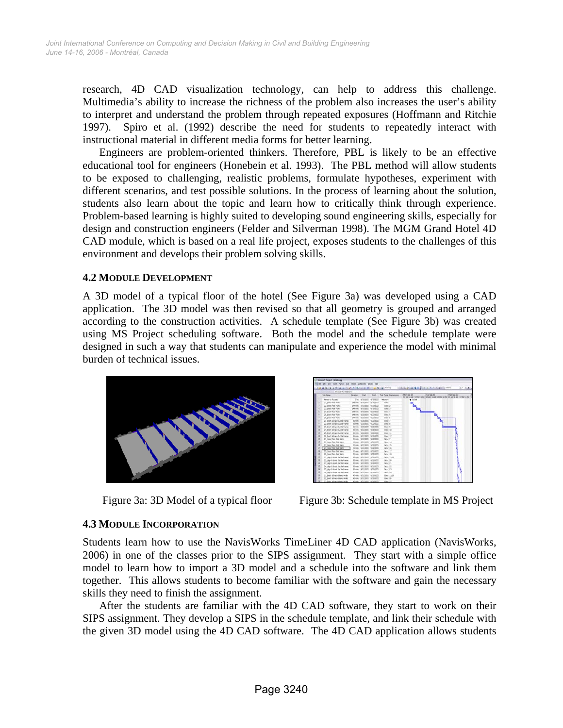research, 4D CAD visualization technology, can help to address this challenge. Multimedia's ability to increase the richness of the problem also increases the user's ability to interpret and understand the problem through repeated exposures (Hoffmann and Ritchie 1997). Spiro et al. (1992) describe the need for students to repeatedly interact with instructional material in different media forms for better learning.

Engineers are problem-oriented thinkers. Therefore, PBL is likely to be an effective educational tool for engineers (Honebein et al. 1993). The PBL method will allow students to be exposed to challenging, realistic problems, formulate hypotheses, experiment with different scenarios, and test possible solutions. In the process of learning about the solution, students also learn about the topic and learn how to critically think through experience. Problem-based learning is highly suited to developing sound engineering skills, especially for design and construction engineers (Felder and Silverman 1998). The MGM Grand Hotel 4D CAD module, which is based on a real life project, exposes students to the challenges of this environment and develops their problem solving skills.

### 4.2 Module Development

A 3D model of a typical floor of the hotel (See Figure 3a) was developed using a CAD application. The 3D model was then revised so that all geometry is grouped and arranged according to the construction activities. A schedule template (See Figure 3b) was created using MS Project scheduling software. Both the model and the schedule template were designed in such a way that students can manipulate and experience the model with minimal burden of technical issues.

Figure 3a: 3D Model of a typical floor

Figure 3b: Schedule template in MS Project

### 4.3 Module Incorporation

Students learn how to use the NavisWorks TimeLiner 4D CAD application (NavisWorks, 2006) in one of the classes prior to the SIPS assignment. They start with a simple office model to learn how to import a 3D model and a schedule into the software and link them together. This allows students to become familiar with the software and gain the necessary skills they need to finish the assignment.

After the students are familiar with the 4D CAD software, they start to work on their SIPS assignment. They develop a SIPS in the schedule template, and link their schedule with the given 3D model using the 4D CAD software. The 4D CAD application allows students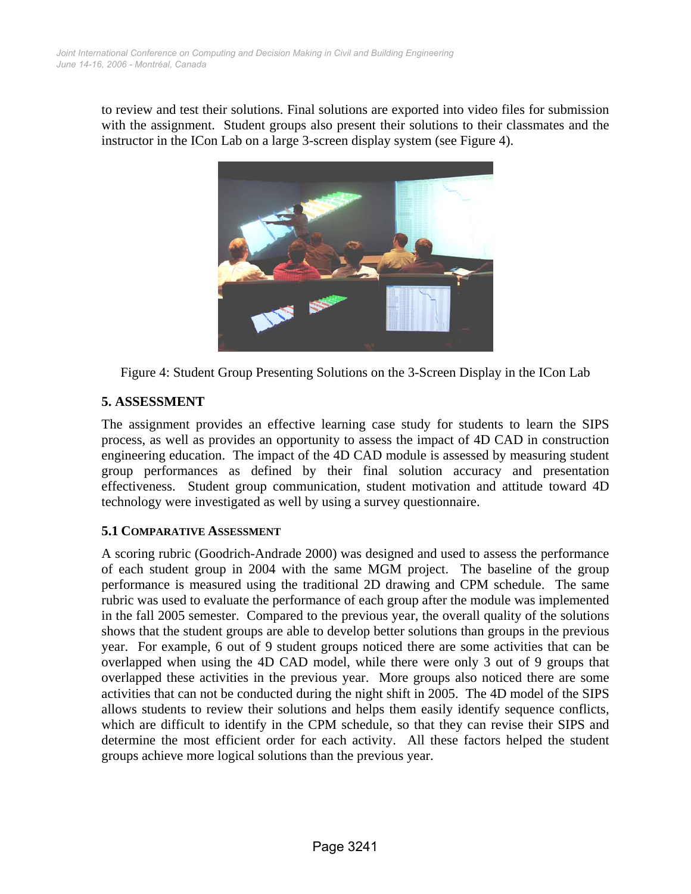to review and test their solutions. Final solutions are exported into video files for submission with the assignment. Student groups also present their solutions to their classmates and the instructor in the ICon Lab on a large 3-screen display system (see Figure 4).

Figure 4: Student Group Presenting Solutions on the 3-Screen Display in the ICon Lab

## 5. ASSESSMENT

The assignment provides an effective learning case study for students to learn the SIPS process, as well as provides an opportunity to assess the impact of 4D CAD in construction engineering education. The impact of the 4D CAD module is assessed by measuring student group performances as defined by their final solution accuracy and presentation effectiveness. Student group communication, student motivation and attitude toward 4D technology were investigated as well by using a survey questionnaire.

### 5.1 COMPARATIVE ASSESSMENT

A scoring rubric (Goodrich-Andrade 2000) was designed and used to assess the performance of each student group in 2004 with the same MGM project. The baseline of the group performance is measured using the traditional 2D drawing and CPM schedule. The same rubric was used to evaluate the performance of each group after the module was implemented in the fall 2005 semester. Compared to the previous year, the overall quality of the solutions shows that the student groups are able to develop better solutions than groups in the previous year. For example, 6 out of 9 student groups noticed there are some activities that can be overlapped when using the 4D CAD model, while there were only 3 out of 9 groups that overlapped these activities in the previous year. More groups also noticed there are some activities that can not be conducted during the night shift in 2005. The 4D model of the SIPS allows students to review their solutions and helps them easily identify sequence conflicts, which are difficult to identify in the CPM schedule, so that they can revise their SIPS and determine the most efficient order for each activity. All these factors helped the student groups achieve more logical solutions than the previous year.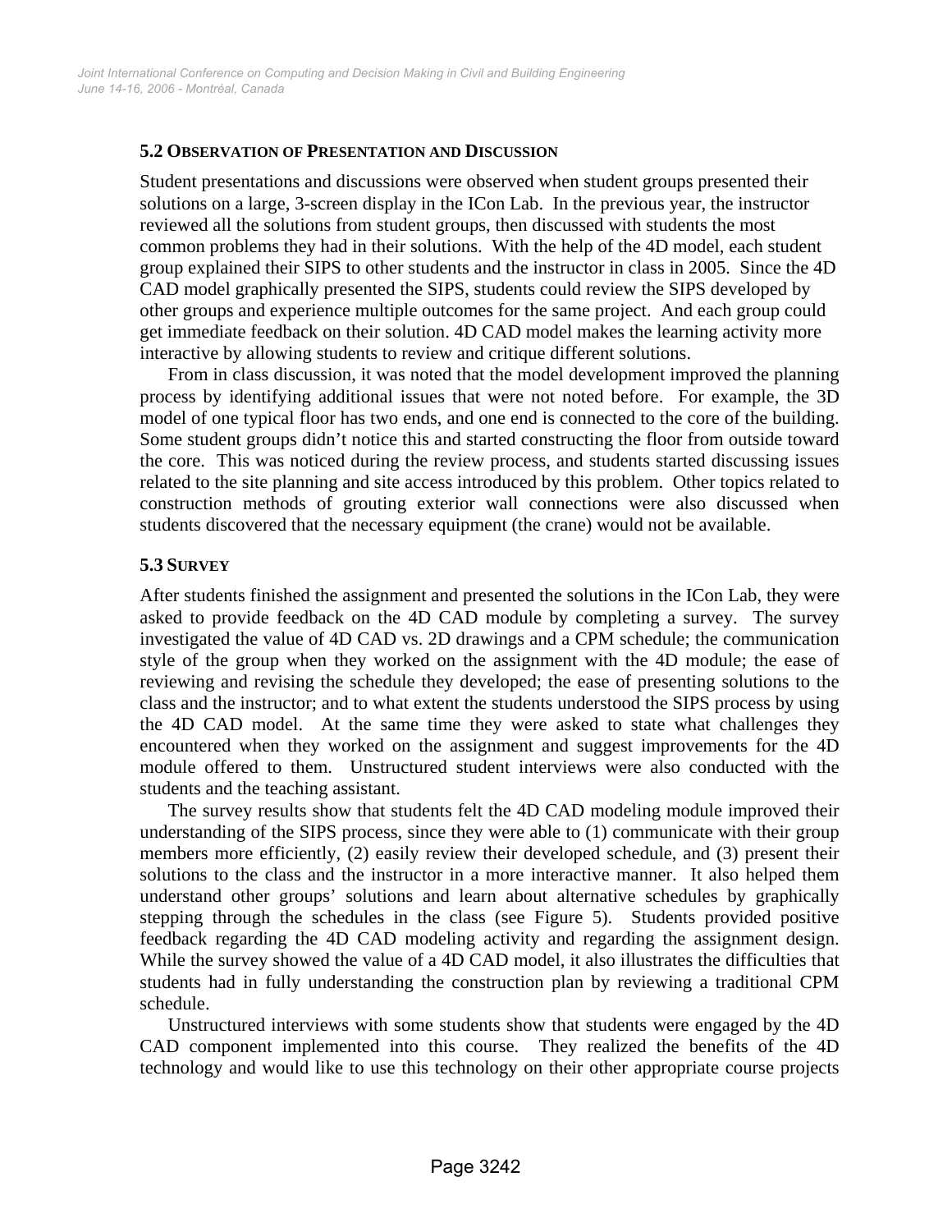### 5.2 Observation of Presentation and Discussion

Student presentations and discussions were observed when student groups presented their solutions on a large, 3-screen display in the ICon Lab. In the previous year, the instructor reviewed all the solutions from student groups, then discussed with students the most common problems they had in their solutions. With the help of the 4D model, each student group explained their SIPS to other students and the instructor in class in 2005. Since the 4D CAD model graphically presented the SIPS, students could review the SIPS developed by other groups and experience multiple outcomes for the same project. And each group could get immediate feedback on their solution. 4D CAD model makes the learning activity more interactive by allowing students to review and critique different solutions.

From in class discussion, it was noted that the model development improved the planning process by identifying additional issues that were not noted before. For example, the 3D model of one typical floor has two ends, and one end is connected to the core of the building. Some student groups didn't notice this and started constructing the floor from outside toward the core. This was noticed during the review process, and students started discussing issues related to the site planning and site access introduced by this problem. Other topics related to construction methods of grouting exterior wall connections were also discussed when students discovered that the necessary equipment (the crane) would not be available.

### 5.3 Survey

After students finished the assignment and presented the solutions in the ICon Lab, they were asked to provide feedback on the 4D CAD module by completing a survey. The survey investigated the value of 4D CAD vs. 2D drawings and a CPM schedule; the communication style of the group when they worked on the assignment with the 4D module; the ease of reviewing and revising the schedule they developed; the ease of presenting solutions to the class and the instructor; and to what extent the students understood the SIPS process by using the 4D CAD model. At the same time they were asked to state what challenges they encountered when they worked on the assignment and suggest improvements for the 4D module offered to them. Unstructured student interviews were also conducted with the students and the teaching assistant.

The survey results show that students felt the 4D CAD modeling module improved their understanding of the SIPS process, since they were able to (1) communicate with their group members more efficiently, (2) easily review their developed schedule, and (3) present their solutions to the class and the instructor in a more interactive manner. It also helped them understand other groups' solutions and learn about alternative schedules by graphically stepping through the schedules in the class (see Figure 5). Students provided positive feedback regarding the 4D CAD modeling activity and regarding the assignment design. While the survey showed the value of a 4D CAD model, it also illustrates the difficulties that students had in fully understanding the construction plan by reviewing a traditional CPM schedule.

Unstructured interviews with some students show that students were engaged by the 4D CAD component implemented into this course. They realized the benefits of the 4D technology and would like to use this technology on their other appropriate course projects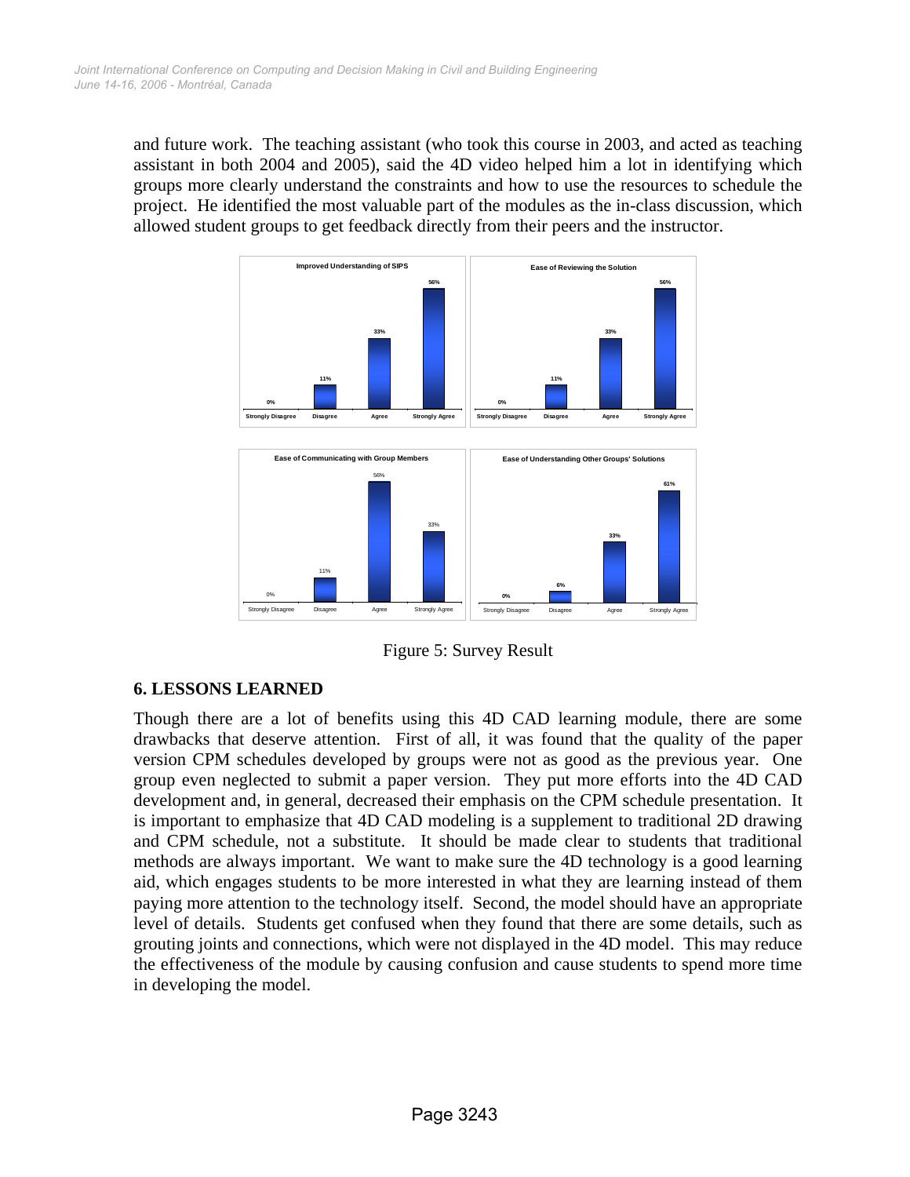and future work. The teaching assistant (who took this course in 2003, and acted as teaching assistant in both 2004 and 2005), said the 4D video helped him a lot in identifying which groups more clearly understand the constraints and how to use the resources to schedule the project. He identified the most valuable part of the modules as the in-class discussion, which allowed student groups to get feedback directly from their peers and the instructor.

Figure 5: Survey Result

## 6. LESSONS LEARNED

Though there are a lot of benefits using this 4D CAD learning module, there are some drawbacks that deserve attention. First of all, it was found that the quality of the paper version CPM schedules developed by groups were not as good as the previous year. One group even neglected to submit a paper version. They put more efforts into the 4D CAD development and, in general, decreased their emphasis on the CPM schedule presentation. It is important to emphasize that 4D CAD modeling is a supplement to traditional 2D drawing and CPM schedule, not a substitute. It should be made clear to students that traditional methods are always important. We want to make sure the 4D technology is a good learning aid, which engages students to be more interested in what they are learning instead of them paying more attention to the technology itself. Second, the model should have an appropriate level of details. Students get confused when they found that there are some details, such as grouting joints and connections, which were not displayed in the 4D model. This may reduce the effectiveness of the module by causing confusion and cause students to spend more time in developing the model.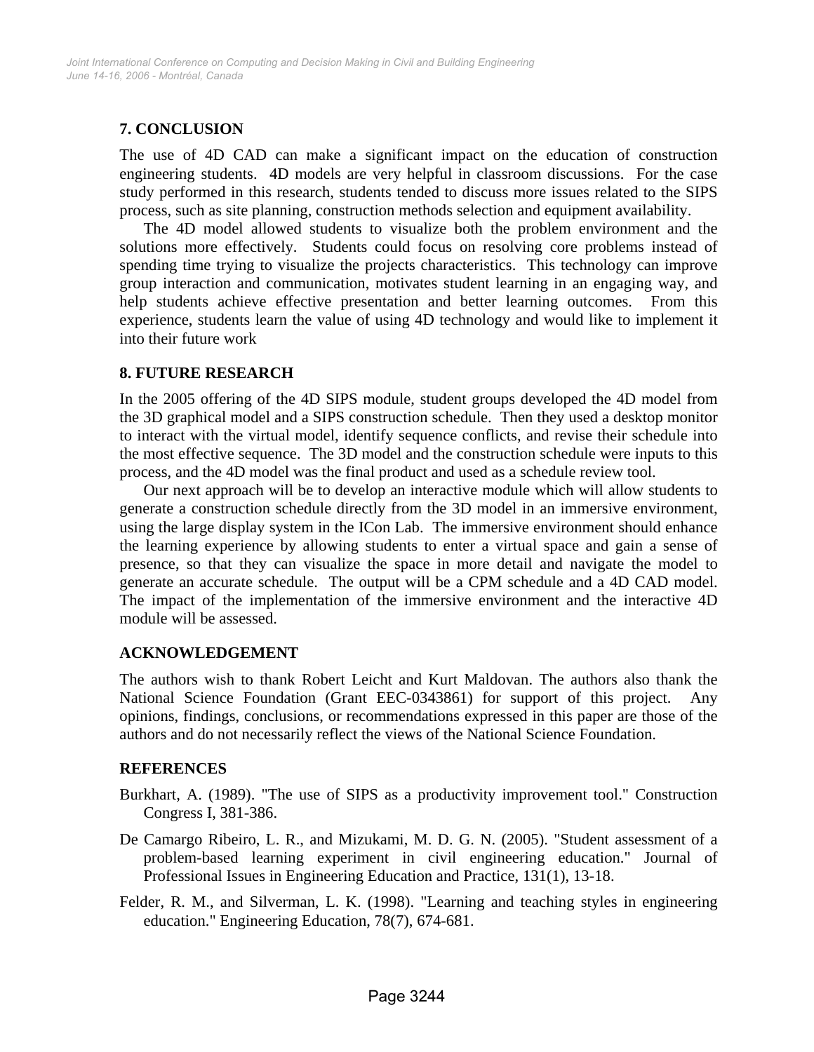## 7. CONCLUSION

The use of 4D CAD can make a significant impact on the education of construction engineering students. 4D models are very helpful in classroom discussions. For the case study performed in this research, students tended to discuss more issues related to the SIPS process, such as site planning, construction methods selection and equipment availability.

The 4D model allowed students to visualize both the problem environment and the solutions more effectively. Students could focus on resolving core problems instead of spending time trying to visualize the projects characteristics. This technology can improve group interaction and communication, motivates student learning in an engaging way, and help students achieve effective presentation and better learning outcomes. From this experience, students learn the value of using 4D technology and would like to implement it into their future work

## 8. FUTURE RESEARCH

In the 2005 offering of the 4D SIPS module, student groups developed the 4D model from the 3D graphical model and a SIPS construction schedule. Then they used a desktop monitor to interact with the virtual model, identify sequence conflicts, and revise their schedule into the most effective sequence. The 3D model and the construction schedule were inputs to this process, and the 4D model was the final product and used as a schedule review tool.

Our next approach will be to develop an interactive module which will allow students to generate a construction schedule directly from the 3D model in an immersive environment, using the large display system in the ICon Lab. The immersive environment should enhance the learning experience by allowing students to enter a virtual space and gain a sense of presence, so that they can visualize the space in more detail and navigate the model to generate an accurate schedule. The output will be a CPM schedule and a 4D CAD model. The impact of the implementation of the immersive environment and the interactive 4D module will be assessed.

## ACKNOWLEDGEMENT

The authors wish to thank Robert Leicht and Kurt Maldovan. The authors also thank the National Science Foundation (Grant EEC-0343861) for support of this project. Any opinions, findings, conclusions, or recommendations expressed in this paper are those of the authors and do not necessarily reflect the views of the National Science Foundation.

## REFERENCES

Burkhart, A. (1989). "The use of SIPS as a productivity improvement tool." Construction Congress I, 381-386.

De Camargo Ribeiro, L. R., and Mizukami, M. D. G. N. (2005). "Student assessment of a problem-based learning experiment in civil engineering education." Journal of Professional Issues in Engineering Education and Practice, 131(1), 13-18.

Felder, R. M., and Silverman, L. K. (1998). "Learning and teaching styles in engineering education." Engineering Education, 78(7), 674-681.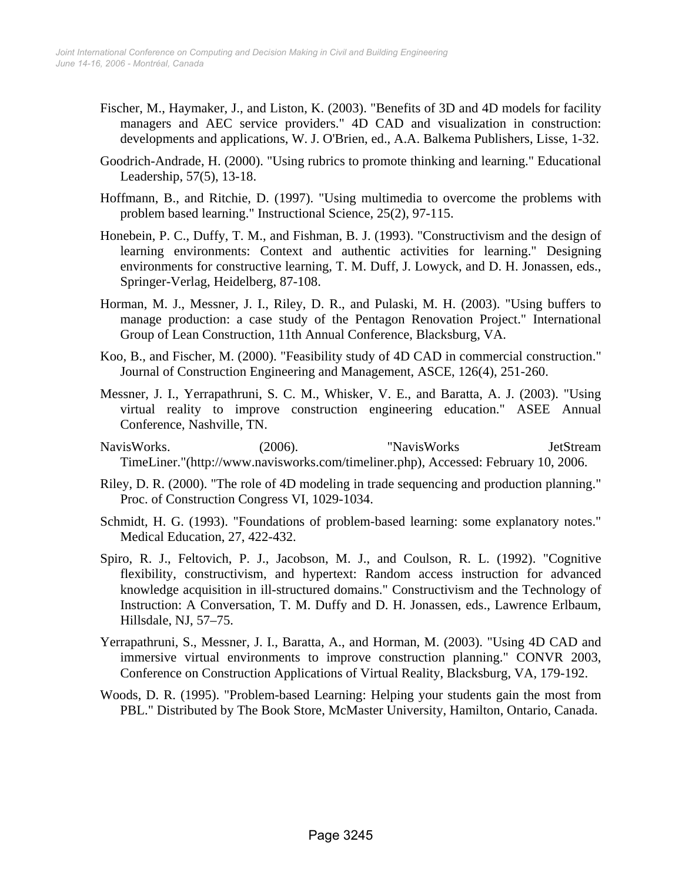Fischer, M., Haymaker, J., and Liston, K. (2003). "Benefits of 3D and 4D models for facility managers and AEC service providers." 4D CAD and visualization in construction: developments and applications, W. J. O'Brien, ed., A.A. Balkema Publishers, Lisse, 1-32.

Goodrich-Andrade, H. (2000). "Using rubrics to promote thinking and learning." Educational Leadership, 57(5), 13-18.

Hoffmann, B., and Ritchie, D. (1997). "Using multimedia to overcome the problems with problem based learning." Instructional Science, 25(2), 97-115.

Honebein, P. C., Duffy, T. M., and Fishman, B. J. (1993). "Constructivism and the design of learning environments: Context and authentic activities for learning." Designing environments for constructive learning, T. M. Duff, J. Lowyck, and D. H. Jonassen, eds., Springer-Verlag, Heidelberg, 87-108.

Horman, M. J., Messner, J. I., Riley, D. R., and Pulaski, M. H. (2003). "Using buffers to manage production: a case study of the Pentagon Renovation Project." International Group of Lean Construction, 11th Annual Conference, Blacksburg, VA.

Koo, B., and Fischer, M. (2000). "Feasibility study of 4D CAD in commercial construction." Journal of Construction Engineering and Management, ASCE, 126(4), 251-260.

Messner, J. I., Yerrapathruni, S. C. M., Whisker, V. E., and Baratta, A. J. (2003). "Using virtual reality to improve construction engineering education." ASEE Annual Conference, Nashville, TN.

NavisWorks. (2006). "NavisWorks JetStream TimeLiner."(http://www.navisworks.com/timeliner.php), Accessed: February 10, 2006.

Riley, D. R. (2000). "The role of 4D modeling in trade sequencing and production planning." Proc. of Construction Congress VI, 1029-1034.

Schmidt, H. G. (1993). "Foundations of problem-based learning: some explanatory notes." Medical Education, 27, 422-432.

Spiro, R. J., Feltovich, P. J., Jacobson, M. J., and Coulson, R. L. (1992). "Cognitive flexibility, constructivism, and hypertext: Random access instruction for advanced knowledge acquisition in ill-structured domains." Constructivism and the Technology of Instruction: A Conversation, T. M. Duffy and D. H. Jonassen, eds., Lawrence Erlbaum, Hillsdale, NJ, 57–75.

Yerrapathruni, S., Messner, J. I., Baratta, A., and Horman, M. (2003). "Using 4D CAD and immersive virtual environments to improve construction planning." CONVR 2003, Conference on Construction Applications of Virtual Reality, Blacksburg, VA, 179-192.

Woods, D. R. (1995). "Problem-based Learning: Helping your students gain the most from PBL." Distributed by The Book Store, McMaster University, Hamilton, Ontario, Canada.